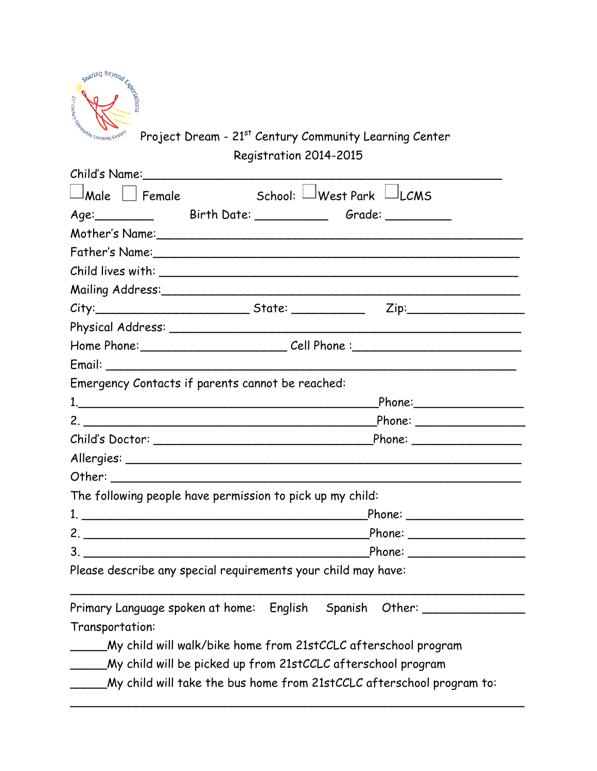Project Dream - 21st Century Community Learning Center

Registration 2014-2015

Child's Name:_______________________________________________

☐ Male ☐ Female School: ☐ West Park ☐ LCMS

Age:________ Birth Date: __________ Grade: _________

Mother's Name:_______________________________________________

Father's Name:_______________________________________________

Child lives with: _____________________________________________

Mailing Address:______________________________________________

City:_____________________ State: __________ Zip:________________

Physical Address: _____________________________________________

Home Phone:____________________ Cell Phone :_______________________

Email: ______________________________________________________

Emergency Contacts if parents cannot be reached:

1.________________________________________Phone:_______________

2. ________________________________________Phone: _______________

Child's Doctor: _____________________________Phone: _______________

Allergies: ____________________________________________________

Other: _______________________________________________________

The following people have permission to pick up my child:

1. ________________________________________Phone: ________________

2. ________________________________________Phone: ________________

3. ________________________________________Phone: ________________

Please describe any special requirements your child may have:

______________________________________________________________

Primary Language spoken at home: English Spanish Other: ______________

Transportation:

_____My child will walk/bike home from 21stCCLC afterschool program

_____My child will be picked up from 21stCCLC afterschool program

_____My child will take the bus home from 21stCCLC afterschool program to:

______________________________________________________________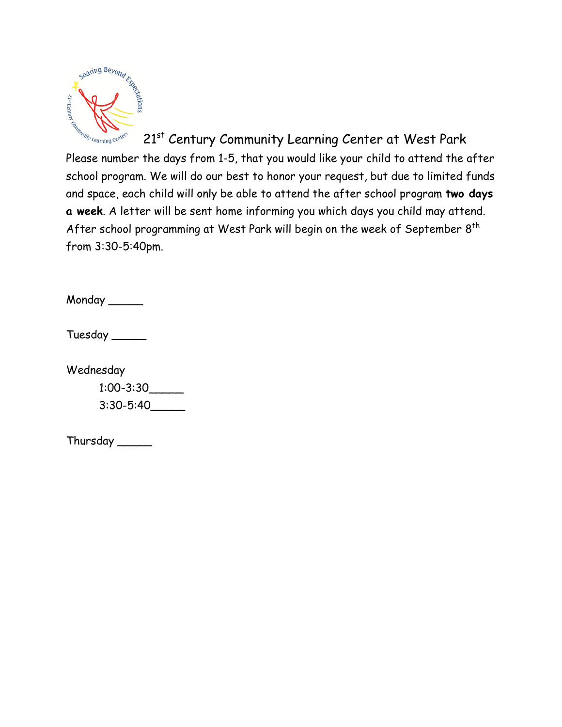## 21st Century Community Learning Center at West Park

Please number the days from 1-5, that you would like your child to attend the after school program. We will do our best to honor your request, but due to limited funds and space, each child will only be able to attend the after school program **two days a week**. A letter will be sent home informing you which days you child may attend. After school programming at West Park will begin on the week of September 8th from 3:30-5:40pm.

Monday _____

Tuesday _____

Wednesday

- 1:00-3:30_____
- 3:30-5:40_____

Thursday _____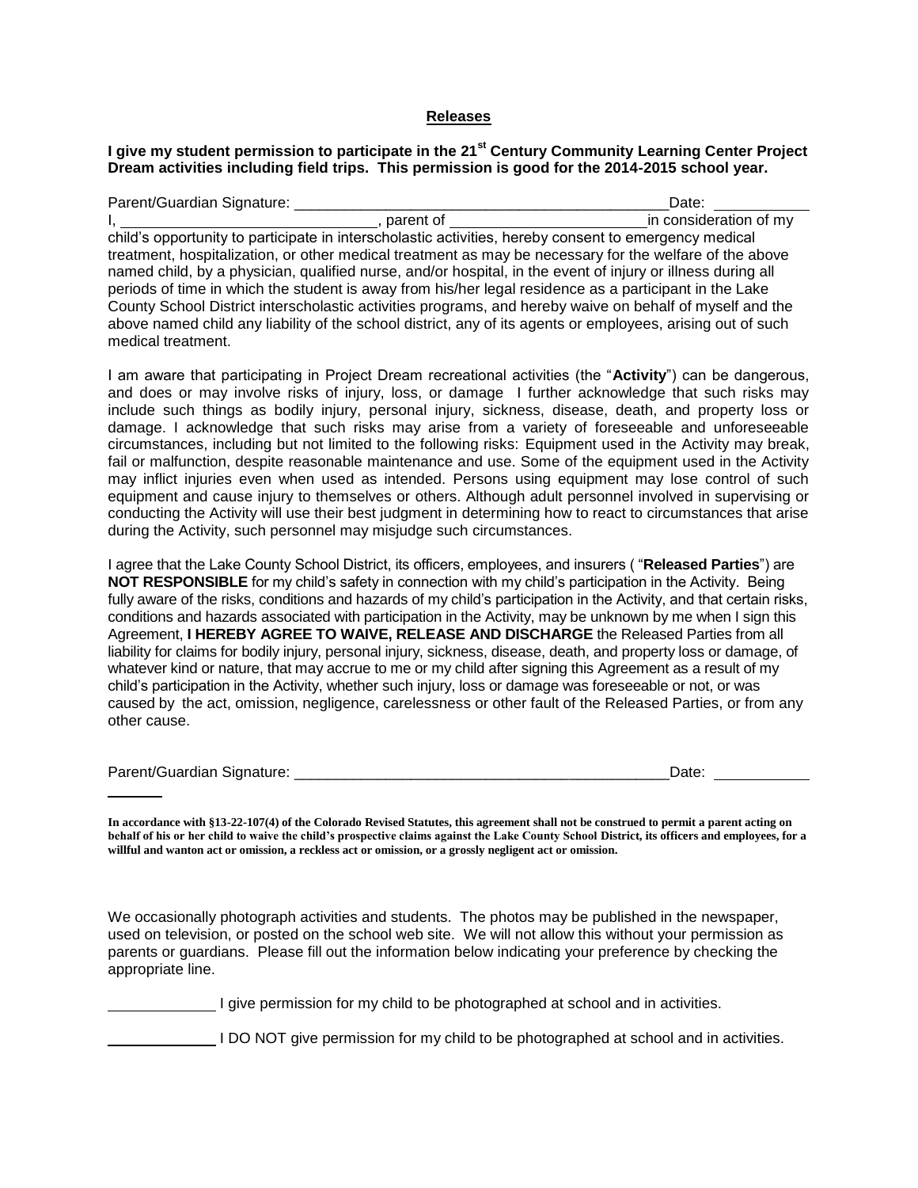**Releases**

**I give my student permission to participate in the 21st Century Community Learning Center Project Dream activities including field trips. This permission is good for the 2014-2015 school year.**

Parent/Guardian Signature: _______________________________________________Date: ___________

I, ______________________________, parent of ________________________in consideration of my child's opportunity to participate in interscholastic activities, hereby consent to emergency medical treatment, hospitalization, or other medical treatment as may be necessary for the welfare of the above named child, by a physician, qualified nurse, and/or hospital, in the event of injury or illness during all periods of time in which the student is away from his/her legal residence as a participant in the Lake County School District interscholastic activities programs, and hereby waive on behalf of myself and the above named child any liability of the school district, any of its agents or employees, arising out of such medical treatment.

I am aware that participating in Project Dream recreational activities (the "**Activity**") can be dangerous, and does or may involve risks of injury, loss, or damage I further acknowledge that such risks may include such things as bodily injury, personal injury, sickness, disease, death, and property loss or damage. I acknowledge that such risks may arise from a variety of foreseeable and unforeseeable circumstances, including but not limited to the following risks: Equipment used in the Activity may break, fail or malfunction, despite reasonable maintenance and use. Some of the equipment used in the Activity may inflict injuries even when used as intended. Persons using equipment may lose control of such equipment and cause injury to themselves or others. Although adult personnel involved in supervising or conducting the Activity will use their best judgment in determining how to react to circumstances that arise during the Activity, such personnel may misjudge such circumstances.

I agree that the Lake County School District, its officers, employees, and insurers ( "**Released Parties**") are **NOT RESPONSIBLE** for my child's safety in connection with my child's participation in the Activity. Being fully aware of the risks, conditions and hazards of my child's participation in the Activity, and that certain risks, conditions and hazards associated with participation in the Activity, may be unknown by me when I sign this Agreement, **I HEREBY AGREE TO WAIVE, RELEASE AND DISCHARGE** the Released Parties from all liability for claims for bodily injury, personal injury, sickness, disease, death, and property loss or damage, of whatever kind or nature, that may accrue to me or my child after signing this Agreement as a result of my child's participation in the Activity, whether such injury, loss or damage was foreseeable or not, or was caused by the act, omission, negligence, carelessness or other fault of the Released Parties, or from any other cause.

Parent/Guardian Signature: _______________________________________________Date: ___________

**In accordance with §13-22-107(4) of the Colorado Revised Statutes, this agreement shall not be construed to permit a parent acting on behalf of his or her child to waive the child's prospective claims against the Lake County School District, its officers and employees, for a willful and wanton act or omission, a reckless act or omission, or a grossly negligent act or omission.**

We occasionally photograph activities and students. The photos may be published in the newspaper, used on television, or posted on the school web site. We will not allow this without your permission as parents or guardians. Please fill out the information below indicating your preference by checking the appropriate line.

____________ I give permission for my child to be photographed at school and in activities.

____________ I DO NOT give permission for my child to be photographed at school and in activities.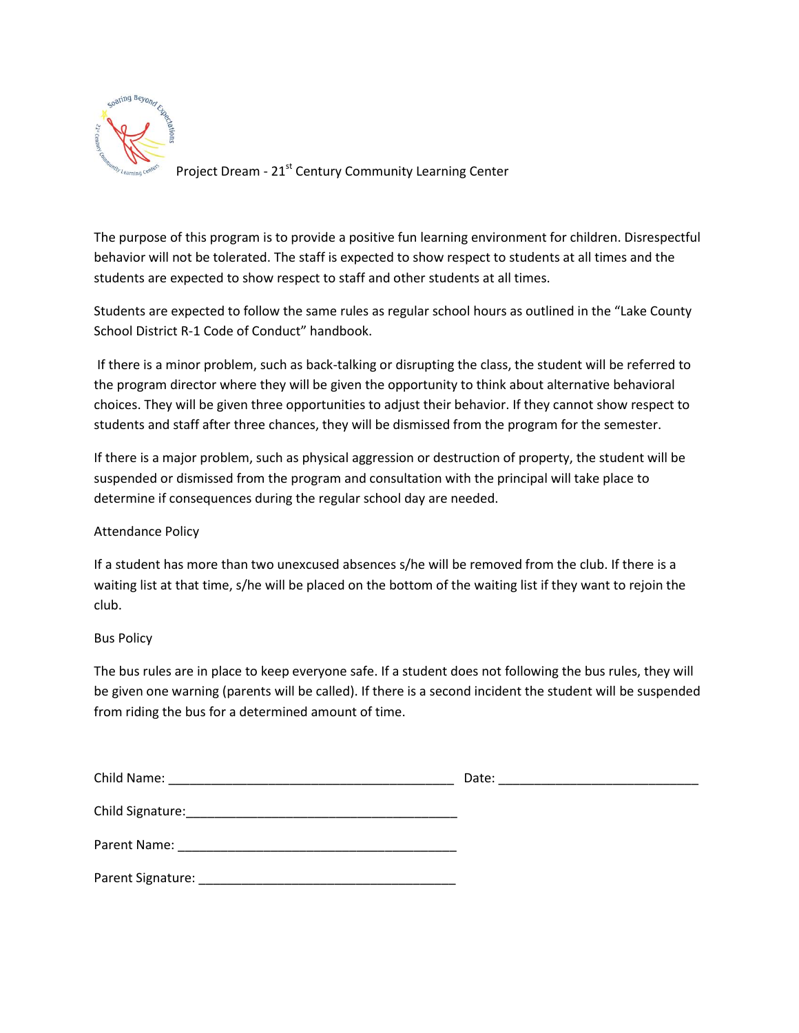# Project Dream - 21st Century Community Learning Center

The purpose of this program is to provide a positive fun learning environment for children. Disrespectful behavior will not be tolerated. The staff is expected to show respect to students at all times and the students are expected to show respect to staff and other students at all times.

Students are expected to follow the same rules as regular school hours as outlined in the "Lake County School District R-1 Code of Conduct" handbook.

If there is a minor problem, such as back-talking or disrupting the class, the student will be referred to the program director where they will be given the opportunity to think about alternative behavioral choices. They will be given three opportunities to adjust their behavior. If they cannot show respect to students and staff after three chances, they will be dismissed from the program for the semester.

If there is a major problem, such as physical aggression or destruction of property, the student will be suspended or dismissed from the program and consultation with the principal will take place to determine if consequences during the regular school day are needed.

## Attendance Policy

If a student has more than two unexcused absences s/he will be removed from the club. If there is a waiting list at that time, s/he will be placed on the bottom of the waiting list if they want to rejoin the club.

## Bus Policy

The bus rules are in place to keep everyone safe. If a student does not following the bus rules, they will be given one warning (parents will be called). If there is a second incident the student will be suspended from riding the bus for a determined amount of time.

Child Name: ________________________________________ Date: ____________________________

Child Signature:______________________________________

Parent Name: _______________________________________

Parent Signature: ____________________________________